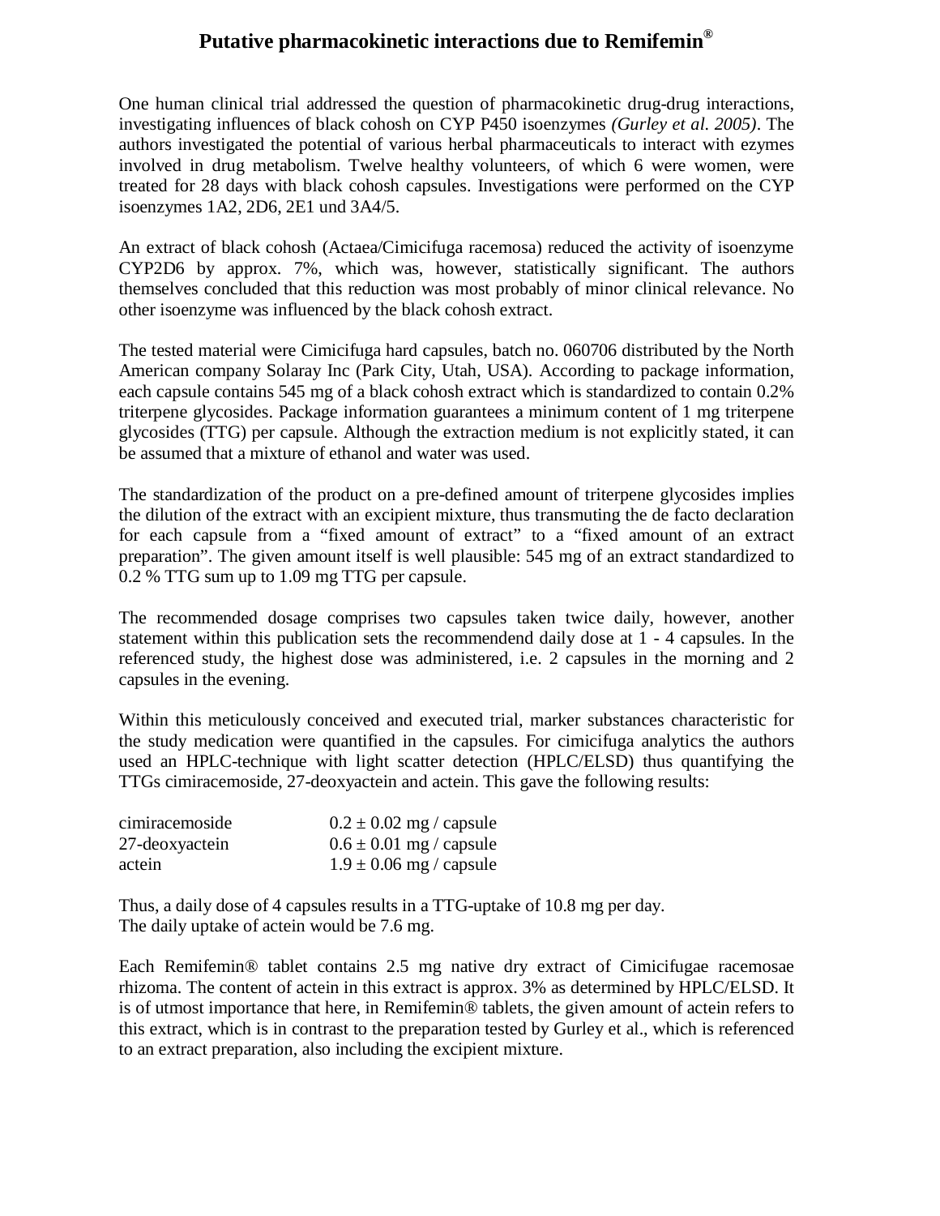# Putative pharmacokinetic interactions due to Remifemin®

One human clinical trial addressed the question of pharmacokinetic drug-drug interactions, investigating influences of black cohosh on CYP P450 isoenzymes *(Gurley et al. 2005)*. The authors investigated the potential of various herbal pharmaceuticals to interact with ezymes involved in drug metabolism. Twelve healthy volunteers, of which 6 were women, were treated for 28 days with black cohosh capsules. Investigations were performed on the CYP isoenzymes 1A2, 2D6, 2E1 und 3A4/5.

An extract of black cohosh (Actaea/Cimicifuga racemosa) reduced the activity of isoenzyme CYP2D6 by approx. 7%, which was, however, statistically significant. The authors themselves concluded that this reduction was most probably of minor clinical relevance. No other isoenzyme was influenced by the black cohosh extract.

The tested material were Cimicifuga hard capsules, batch no. 060706 distributed by the North American company Solaray Inc (Park City, Utah, USA). According to package information, each capsule contains 545 mg of a black cohosh extract which is standardized to contain 0.2% triterpene glycosides. Package information guarantees a minimum content of 1 mg triterpene glycosides (TTG) per capsule. Although the extraction medium is not explicitly stated, it can be assumed that a mixture of ethanol and water was used.

The standardization of the product on a pre-defined amount of triterpene glycosides implies the dilution of the extract with an excipient mixture, thus transmuting the de facto declaration for each capsule from a "fixed amount of extract" to a "fixed amount of an extract preparation". The given amount itself is well plausible: 545 mg of an extract standardized to 0.2 % TTG sum up to 1.09 mg TTG per capsule.

The recommended dosage comprises two capsules taken twice daily, however, another statement within this publication sets the recommendend daily dose at 1 - 4 capsules. In the referenced study, the highest dose was administered, i.e. 2 capsules in the morning and 2 capsules in the evening.

Within this meticulously conceived and executed trial, marker substances characteristic for the study medication were quantified in the capsules. For cimicifuga analytics the authors used an HPLC-technique with light scatter detection (HPLC/ELSD) thus quantifying the TTGs cimiracemoside, 27-deoxyactein and actein. This gave the following results:

| | |
|---|---|
| cimiracemoside | $0.2 \pm 0.02$ mg / capsule |
| 27-deoxyactein | $0.6 \pm 0.01$ mg / capsule |
| actein | $1.9 \pm 0.06$ mg / capsule |

Thus, a daily dose of 4 capsules results in a TTG-uptake of 10.8 mg per day.
The daily uptake of actein would be 7.6 mg.

Each Remifemin® tablet contains 2.5 mg native dry extract of Cimicifugae racemosae rhizoma. The content of actein in this extract is approx. 3% as determined by HPLC/ELSD. It is of utmost importance that here, in Remifemin® tablets, the given amount of actein refers to this extract, which is in contrast to the preparation tested by Gurley et al., which is referenced to an extract preparation, also including the excipient mixture.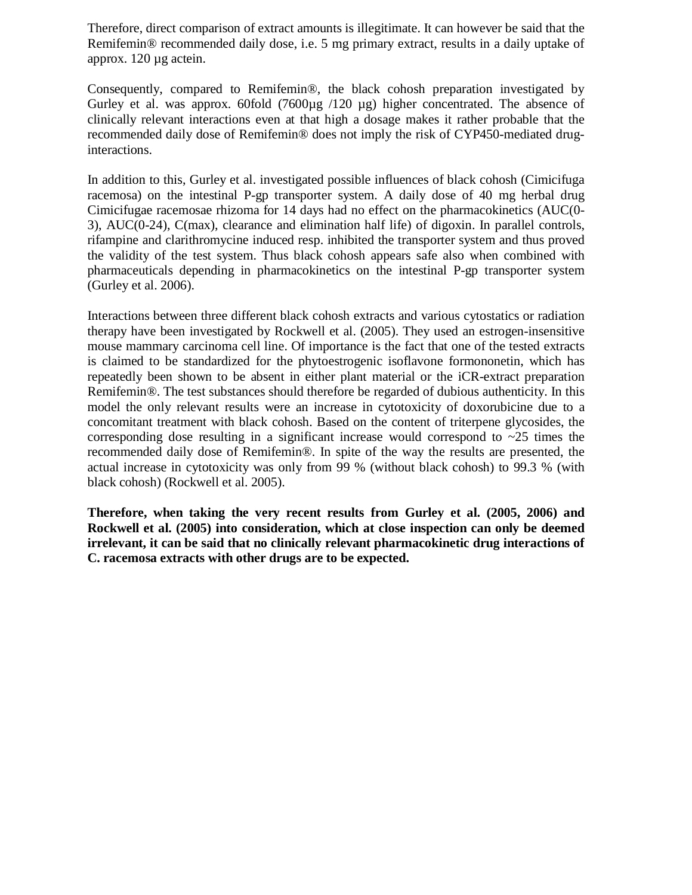Therefore, direct comparison of extract amounts is illegitimate. It can however be said that the Remifemin® recommended daily dose, i.e. 5 mg primary extract, results in a daily uptake of approx. 120 µg actein.

Consequently, compared to Remifemin®, the black cohosh preparation investigated by Gurley et al. was approx. 60fold (7600µg /120 µg) higher concentrated. The absence of clinically relevant interactions even at that high a dosage makes it rather probable that the recommended daily dose of Remifemin® does not imply the risk of CYP450-mediated drug-interactions.

In addition to this, Gurley et al. investigated possible influences of black cohosh (Cimicifuga racemosa) on the intestinal P-gp transporter system. A daily dose of 40 mg herbal drug Cimicifugae racemosae rhizoma for 14 days had no effect on the pharmacokinetics (AUC(0-3), AUC(0-24), C(max), clearance and elimination half life) of digoxin. In parallel controls, rifampine and clarithromycine induced resp. inhibited the transporter system and thus proved the validity of the test system. Thus black cohosh appears safe also when combined with pharmaceuticals depending in pharmacokinetics on the intestinal P-gp transporter system (Gurley et al. 2006).

Interactions between three different black cohosh extracts and various cytostatics or radiation therapy have been investigated by Rockwell et al. (2005). They used an estrogen-insensitive mouse mammary carcinoma cell line. Of importance is the fact that one of the tested extracts is claimed to be standardized for the phytoestrogenic isoflavone formononetin, which has repeatedly been shown to be absent in either plant material or the iCR-extract preparation Remifemin®. The test substances should therefore be regarded of dubious authenticity. In this model the only relevant results were an increase in cytotoxicity of doxorubicine due to a concomitant treatment with black cohosh. Based on the content of triterpene glycosides, the corresponding dose resulting in a significant increase would correspond to ~25 times the recommended daily dose of Remifemin®. In spite of the way the results are presented, the actual increase in cytotoxicity was only from 99 % (without black cohosh) to 99.3 % (with black cohosh) (Rockwell et al. 2005).

**Therefore, when taking the very recent results from Gurley et al. (2005, 2006) and Rockwell et al. (2005) into consideration, which at close inspection can only be deemed irrelevant, it can be said that no clinically relevant pharmacokinetic drug interactions of C. racemosa extracts with other drugs are to be expected.**